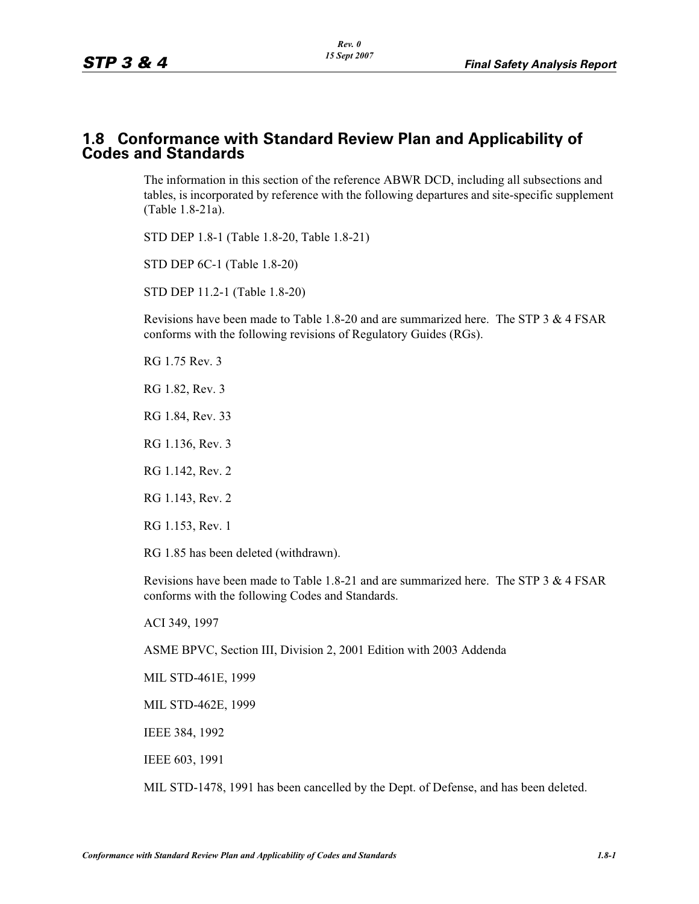## 1.8 Conformance with Standard Review Plan and Applicability of Codes and Standards

The information in this section of the reference ABWR DCD, including all subsections and tables, is incorporated by reference with the following departures and site-specific supplement (Table 1.8-21a).

STD DEP 1.8-1 (Table 1.8-20, Table 1.8-21)

STD DEP 6C-1 (Table 1.8-20)

STD DEP 11.2-1 (Table 1.8-20)

Revisions have been made to Table 1.8-20 and are summarized here. The STP 3 & 4 FSAR conforms with the following revisions of Regulatory Guides (RGs).

RG 1.75 Rev. 3

RG 1.82, Rev. 3

RG 1.84, Rev. 33

RG 1.136, Rev. 3

RG 1.142, Rev. 2

RG 1.143, Rev. 2

RG 1.153, Rev. 1

RG 1.85 has been deleted (withdrawn).

Revisions have been made to Table 1.8-21 and are summarized here. The STP 3 & 4 FSAR conforms with the following Codes and Standards.

ACI 349, 1997

ASME BPVC, Section III, Division 2, 2001 Edition with 2003 Addenda

MIL STD-461E, 1999

MIL STD-462E, 1999

IEEE 384, 1992

IEEE 603, 1991

MIL STD-1478, 1991 has been cancelled by the Dept. of Defense, and has been deleted.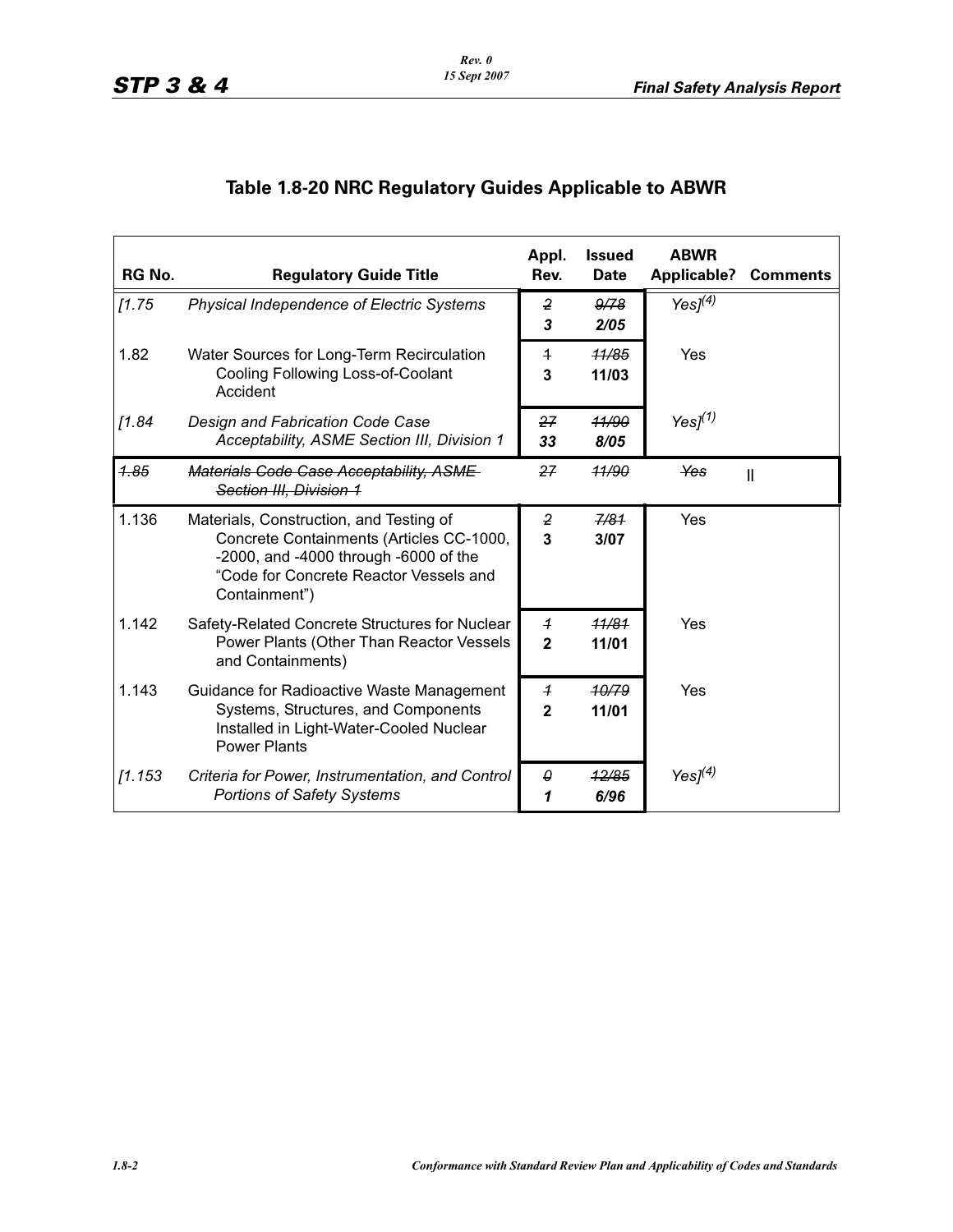## Table 1.8-20 NRC Regulatory Guides Applicable to ABWR

| RG No. | Regulatory Guide Title | Appl. Rev. | Issued Date | ABWR Applicable? | Comments |
|---|---|---|---|---|---|
| *[1.75* | *Physical Independence of Electric Systems* | ~~*2*~~ ***3*** | ~~*9/78*~~ ***2/05*** | *Yes]*(4) | |
| 1.82 | Water Sources for Long-Term Recirculation Cooling Following Loss-of-Coolant Accident | ~~1~~ **3** | ~~11/85~~ **11/03** | Yes | |
| *[1.84* | *Design and Fabrication Code Case Acceptability, ASME Section III, Division 1* | ~~*27*~~ ***33*** | ~~*11/90*~~ ***8/05*** | *Yes]*(1) | |
| ~~*1.85*~~ | ~~*Materials Code Case Acceptability, ASME Section III, Division 1*~~ | ~~*27*~~ | ~~*11/90*~~ | ~~*Yes*~~ | II |
| 1.136 | Materials, Construction, and Testing of Concrete Containments (Articles CC-1000, -2000, and -4000 through -6000 of the "Code for Concrete Reactor Vessels and Containment") | ~~2~~ **3** | ~~7/81~~ **3/07** | Yes | |
| 1.142 | Safety-Related Concrete Structures for Nuclear Power Plants (Other Than Reactor Vessels and Containments) | ~~1~~ **2** | ~~11/81~~ **11/01** | Yes | |
| 1.143 | Guidance for Radioactive Waste Management Systems, Structures, and Components Installed in Light-Water-Cooled Nuclear Power Plants | ~~1~~ **2** | ~~10/79~~ **11/01** | Yes | |
| *[1.153* | *Criteria for Power, Instrumentation, and Control Portions of Safety Systems* | ~~*0*~~ ***1*** | ~~*12/85*~~ ***6/96*** | *Yes]*(4) | |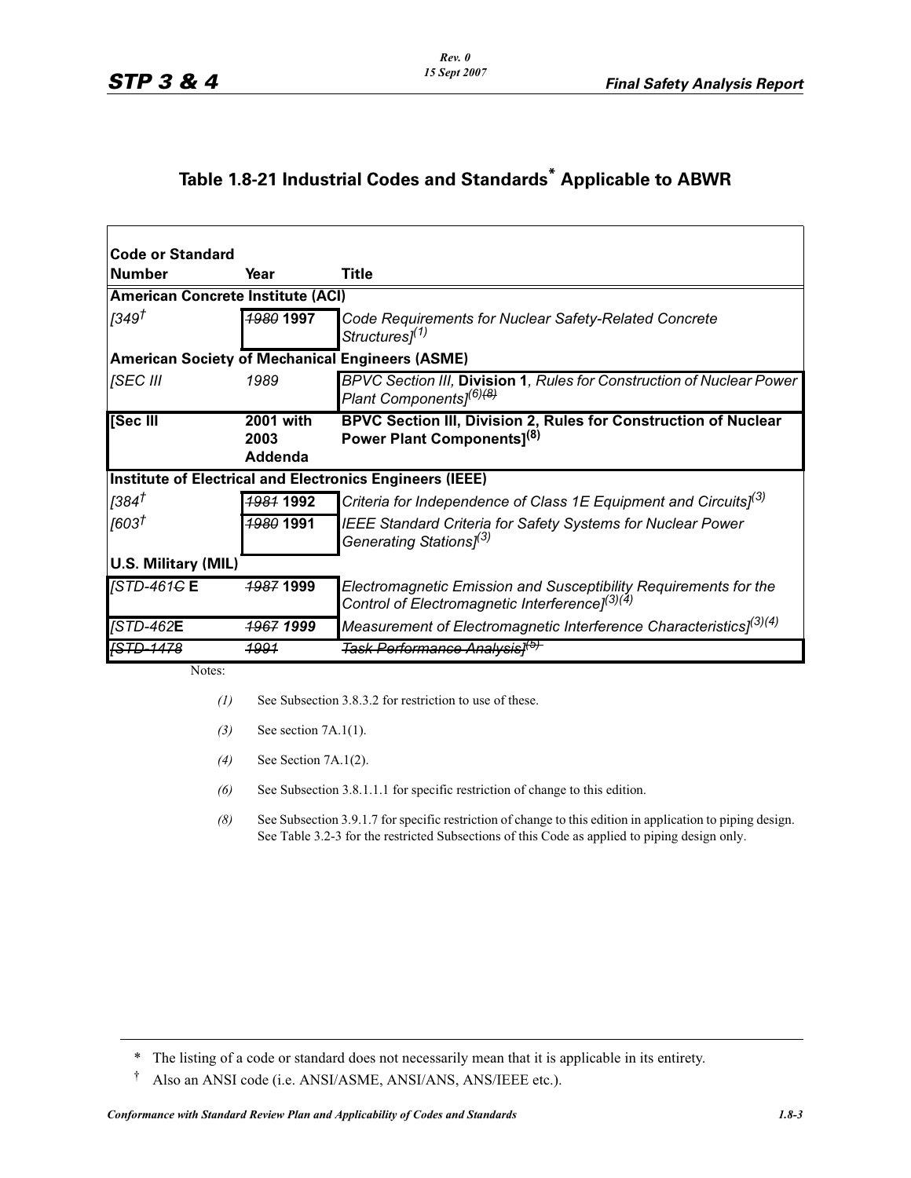## Table 1.8-21 Industrial Codes and Standards* Applicable to ABWR

| Code or Standard Number | Year | Title |
|---|---|---|
| **American Concrete Institute (ACI)** | | |
| *[349*† | ~~*1980*~~ **1997** | *Code Requirements for Nuclear Safety-Related Concrete Structures]*(1) |
| **American Society of Mechanical Engineers (ASME)** | | |
| *[SEC III* | *1989* | *BPVC Section III,* **Division 1**, *Rules for Construction of Nuclear Power Plant Components]*(6)~~(8)~~ |
| **[Sec III** | **2001 with 2003 Addenda** | **BPVC Section III, Division 2, Rules for Construction of Nuclear Power Plant Components]**(8) |
| **Institute of Electrical and Electronics Engineers (IEEE)** | | |
| *[384*† | ~~*1981*~~ **1992** | *Criteria for Independence of Class 1E Equipment and Circuits]*(3) |
| *[603*† | ~~*1980*~~ **1991** | *IEEE Standard Criteria for Safety Systems for Nuclear Power Generating Stations]*(3) |
| **U.S. Military (MIL)** | | |
| *[STD-461*~~*C*~~ **E** | ~~*1987*~~ **1999** | *Electromagnetic Emission and Susceptibility Requirements for the Control of Electromagnetic Interference]*(3)(4) |
| *[STD-462***E** | ~~*1967*~~ ***1999*** | *Measurement of Electromagnetic Interference Characteristics]*(3)(4) |
| ~~*[STD-1478*~~ | ~~*1991*~~ | ~~*Task Performance Analysis]*(5)~~ |

Notes:

*(1)* See Subsection 3.8.3.2 for restriction to use of these.

*(3)* See section 7A.1(1).

*(4)* See Section 7A.1(2).

*(6)* See Subsection 3.8.1.1.1 for specific restriction of change to this edition.

*(8)* See Subsection 3.9.1.7 for specific restriction of change to this edition in application to piping design. See Table 3.2-3 for the restricted Subsections of this Code as applied to piping design only.

\* The listing of a code or standard does not necessarily mean that it is applicable in its entirety.

† Also an ANSI code (i.e. ANSI/ASME, ANSI/ANS, ANS/IEEE etc.).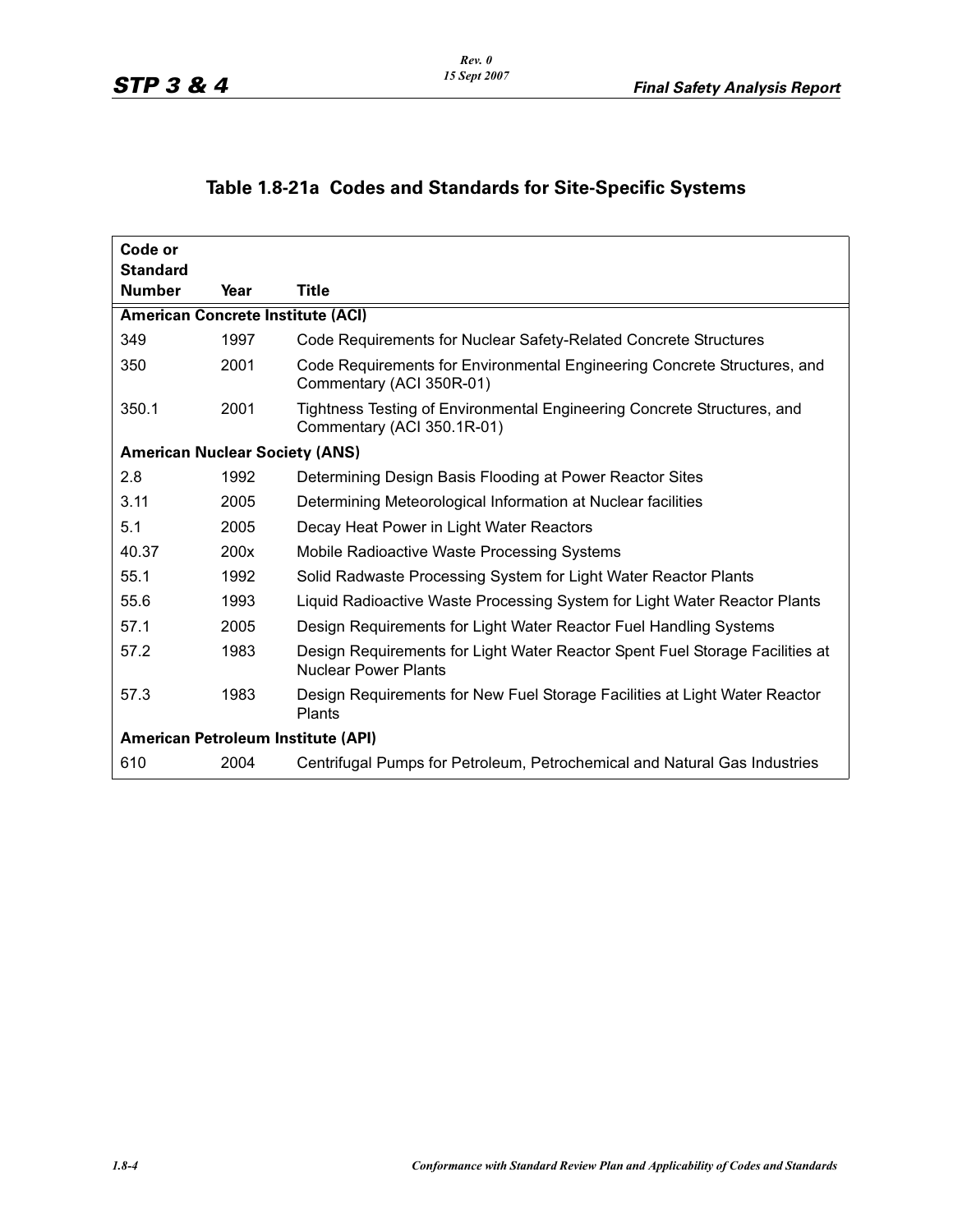## Table 1.8-21a Codes and Standards for Site-Specific Systems

| Code or Standard Number | Year | Title |
|---|---|---|
| **American Concrete Institute (ACI)** | | |
| 349 | 1997 | Code Requirements for Nuclear Safety-Related Concrete Structures |
| 350 | 2001 | Code Requirements for Environmental Engineering Concrete Structures, and Commentary (ACI 350R-01) |
| 350.1 | 2001 | Tightness Testing of Environmental Engineering Concrete Structures, and Commentary (ACI 350.1R-01) |
| **American Nuclear Society (ANS)** | | |
| 2.8 | 1992 | Determining Design Basis Flooding at Power Reactor Sites |
| 3.11 | 2005 | Determining Meteorological Information at Nuclear facilities |
| 5.1 | 2005 | Decay Heat Power in Light Water Reactors |
| 40.37 | 200x | Mobile Radioactive Waste Processing Systems |
| 55.1 | 1992 | Solid Radwaste Processing System for Light Water Reactor Plants |
| 55.6 | 1993 | Liquid Radioactive Waste Processing System for Light Water Reactor Plants |
| 57.1 | 2005 | Design Requirements for Light Water Reactor Fuel Handling Systems |
| 57.2 | 1983 | Design Requirements for Light Water Reactor Spent Fuel Storage Facilities at Nuclear Power Plants |
| 57.3 | 1983 | Design Requirements for New Fuel Storage Facilities at Light Water Reactor Plants |
| **American Petroleum Institute (API)** | | |
| 610 | 2004 | Centrifugal Pumps for Petroleum, Petrochemical and Natural Gas Industries |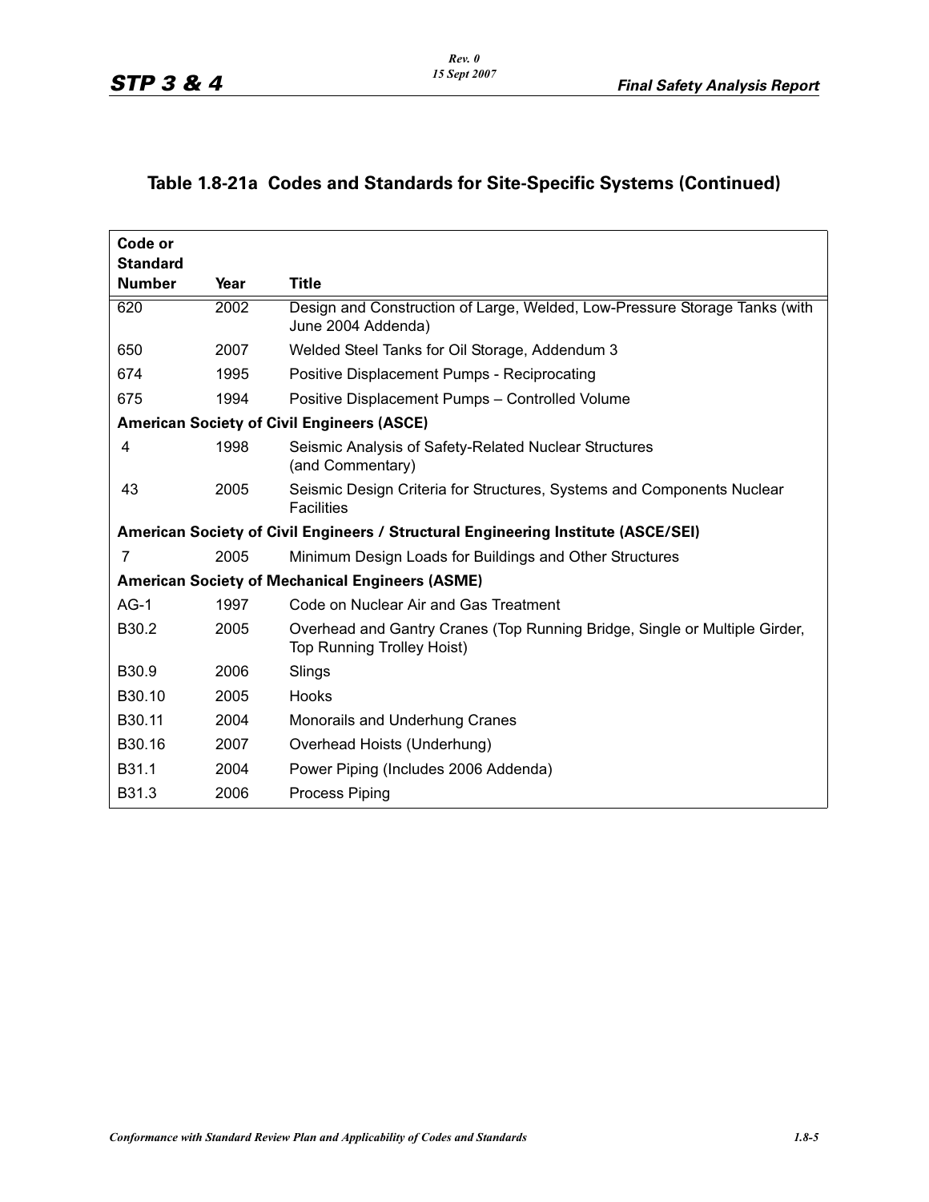## Table 1.8-21a  Codes and Standards for Site-Specific Systems (Continued)

| Code or Standard Number | Year | Title |
|---|---|---|
| 620 | 2002 | Design and Construction of Large, Welded, Low-Pressure Storage Tanks (with June 2004 Addenda) |
| 650 | 2007 | Welded Steel Tanks for Oil Storage, Addendum 3 |
| 674 | 1995 | Positive Displacement Pumps - Reciprocating |
| 675 | 1994 | Positive Displacement Pumps – Controlled Volume |
| **American Society of Civil Engineers (ASCE)** | | |
| 4 | 1998 | Seismic Analysis of Safety-Related Nuclear Structures (and Commentary) |
| 43 | 2005 | Seismic Design Criteria for Structures, Systems and Components Nuclear Facilities |
| **American Society of Civil Engineers / Structural Engineering Institute (ASCE/SEI)** | | |
| 7 | 2005 | Minimum Design Loads for Buildings and Other Structures |
| **American Society of Mechanical Engineers (ASME)** | | |
| AG-1 | 1997 | Code on Nuclear Air and Gas Treatment |
| B30.2 | 2005 | Overhead and Gantry Cranes (Top Running Bridge, Single or Multiple Girder, Top Running Trolley Hoist) |
| B30.9 | 2006 | Slings |
| B30.10 | 2005 | Hooks |
| B30.11 | 2004 | Monorails and Underhung Cranes |
| B30.16 | 2007 | Overhead Hoists (Underhung) |
| B31.1 | 2004 | Power Piping (Includes 2006 Addenda) |
| B31.3 | 2006 | Process Piping |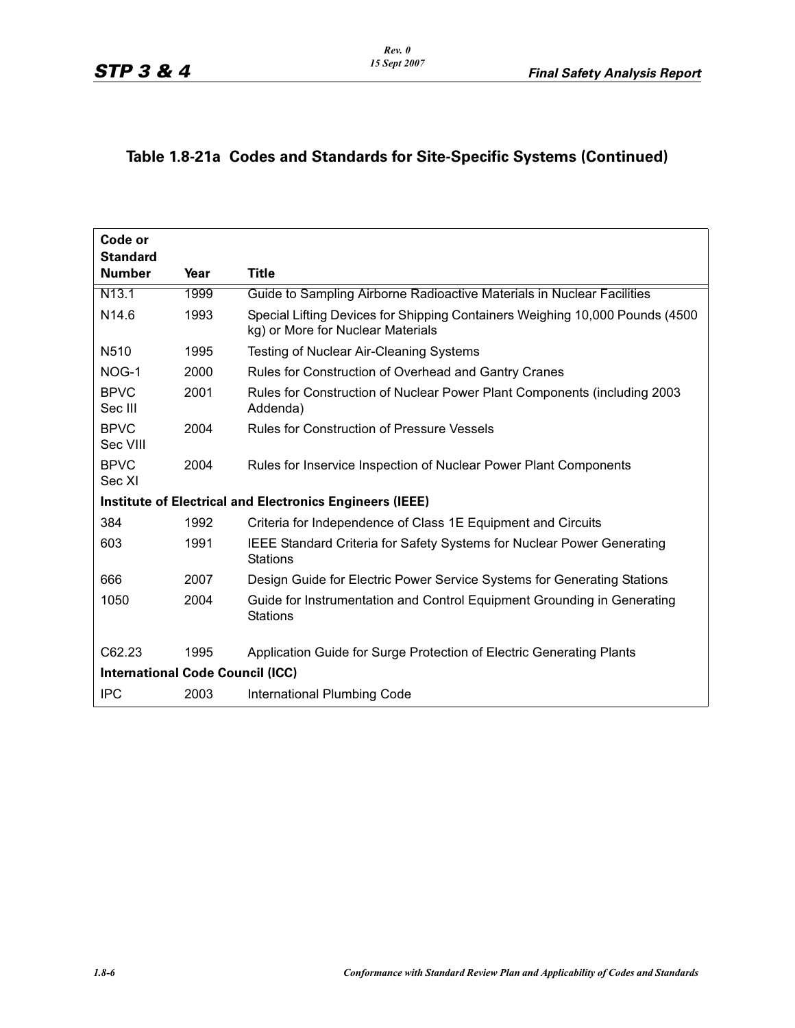## Table 1.8-21a Codes and Standards for Site-Specific Systems (Continued)

| Code or Standard Number | Year | Title |
|---|---|---|
| N13.1 | 1999 | Guide to Sampling Airborne Radioactive Materials in Nuclear Facilities |
| N14.6 | 1993 | Special Lifting Devices for Shipping Containers Weighing 10,000 Pounds (4500 kg) or More for Nuclear Materials |
| N510 | 1995 | Testing of Nuclear Air-Cleaning Systems |
| NOG-1 | 2000 | Rules for Construction of Overhead and Gantry Cranes |
| BPVC Sec III | 2001 | Rules for Construction of Nuclear Power Plant Components (including 2003 Addenda) |
| BPVC Sec VIII | 2004 | Rules for Construction of Pressure Vessels |
| BPVC Sec XI | 2004 | Rules for Inservice Inspection of Nuclear Power Plant Components |
| **Institute of Electrical and Electronics Engineers (IEEE)** | | |
| 384 | 1992 | Criteria for Independence of Class 1E Equipment and Circuits |
| 603 | 1991 | IEEE Standard Criteria for Safety Systems for Nuclear Power Generating Stations |
| 666 | 2007 | Design Guide for Electric Power Service Systems for Generating Stations |
| 1050 | 2004 | Guide for Instrumentation and Control Equipment Grounding in Generating Stations |
| C62.23 | 1995 | Application Guide for Surge Protection of Electric Generating Plants |
| **International Code Council (ICC)** | | |
| IPC | 2003 | International Plumbing Code |